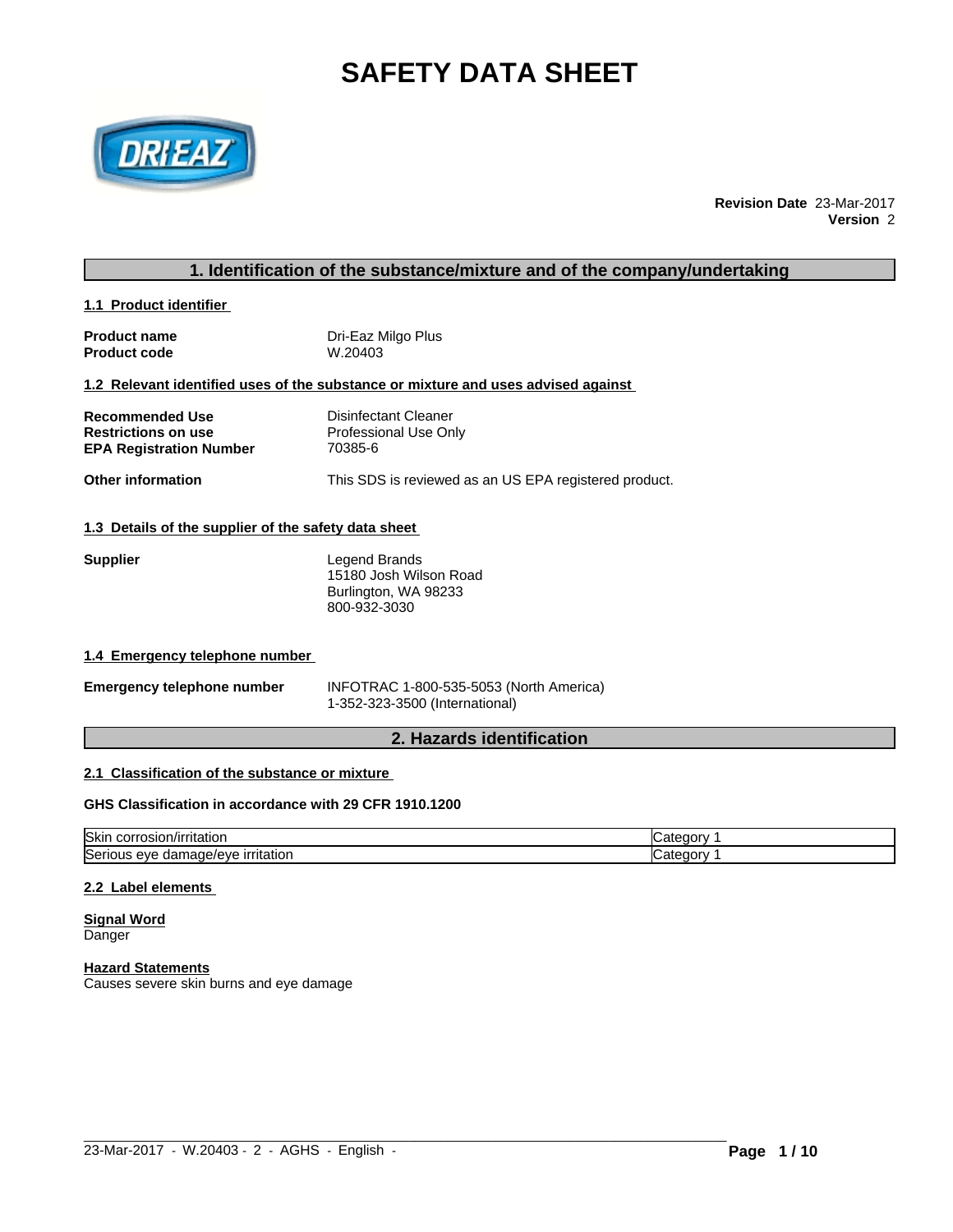# SAFETY DATA SHEET

**Revision Date** 23-Mar-2017
**Version** 2

## 1. Identification of the substance/mixture and of the company/undertaking

### 1.1 Product identifier

**Product name** Dri-Eaz Milgo Plus
**Product code** W.20403

### 1.2 Relevant identified uses of the substance or mixture and uses advised against

**Recommended Use** Disinfectant Cleaner
**Restrictions on use** Professional Use Only
**EPA Registration Number** 70385-6

**Other information** This SDS is reviewed as an US EPA registered product.

### 1.3 Details of the supplier of the safety data sheet

**Supplier**
Legend Brands
15180 Josh Wilson Road
Burlington, WA 98233
800-932-3030

### 1.4 Emergency telephone number

**Emergency telephone number** INFOTRAC 1-800-535-5053 (North America)
1-352-323-3500 (International)

## 2. Hazards identification

### 2.1 Classification of the substance or mixture

**GHS Classification in accordance with 29 CFR 1910.1200**

| Hazard | Category |
|---|---|
| Skin corrosion/irritation | Category 1 |
| Serious eye damage/eye irritation | Category 1 |

### 2.2 Label elements

**Signal Word**
Danger

**Hazard Statements**
Causes severe skin burns and eye damage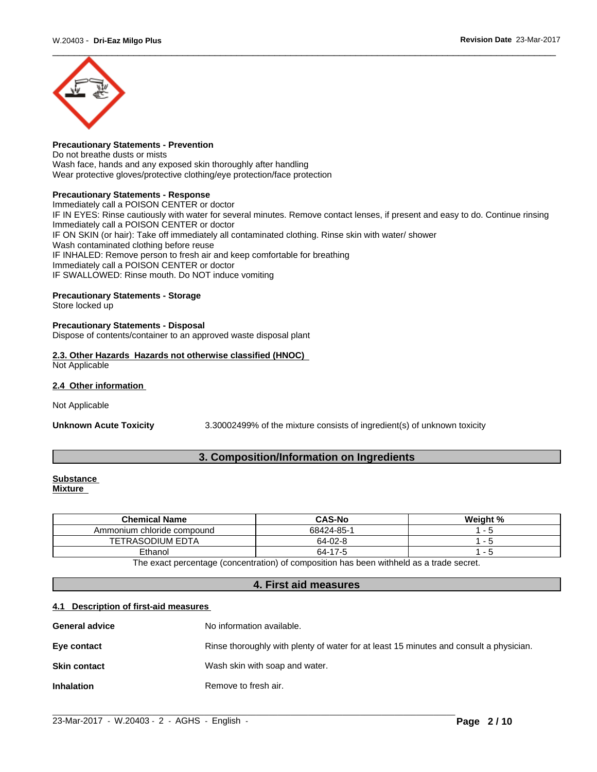**Precautionary Statements - Prevention**
Do not breathe dusts or mists
Wash face, hands and any exposed skin thoroughly after handling
Wear protective gloves/protective clothing/eye protection/face protection

**Precautionary Statements - Response**
Immediately call a POISON CENTER or doctor
IF IN EYES: Rinse cautiously with water for several minutes. Remove contact lenses, if present and easy to do. Continue rinsing
Immediately call a POISON CENTER or doctor
IF ON SKIN (or hair): Take off immediately all contaminated clothing. Rinse skin with water/ shower
Wash contaminated clothing before reuse
IF INHALED: Remove person to fresh air and keep comfortable for breathing
Immediately call a POISON CENTER or doctor
IF SWALLOWED: Rinse mouth. Do NOT induce vomiting

**Precautionary Statements - Storage**
Store locked up

**Precautionary Statements - Disposal**
Dispose of contents/container to an approved waste disposal plant

**2.3. Other Hazards Hazards not otherwise classified (HNOC)**
Not Applicable

**2.4 Other information**

Not Applicable

**Unknown Acute Toxicity** 3.30002499% of the mixture consists of ingredient(s) of unknown toxicity

## 3. Composition/Information on Ingredients

**Substance**
**Mixture**

| Chemical Name | CAS-No | Weight % |
|---|---|---|
| Ammonium chloride compound | 68424-85-1 | 1 - 5 |
| TETRASODIUM EDTA | 64-02-8 | 1 - 5 |
| Ethanol | 64-17-5 | 1 - 5 |

The exact percentage (concentration) of composition has been withheld as a trade secret.

## 4. First aid measures

**4.1 Description of first-aid measures**

**General advice** No information available.

**Eye contact** Rinse thoroughly with plenty of water for at least 15 minutes and consult a physician.

**Skin contact** Wash skin with soap and water.

**Inhalation** Remove to fresh air.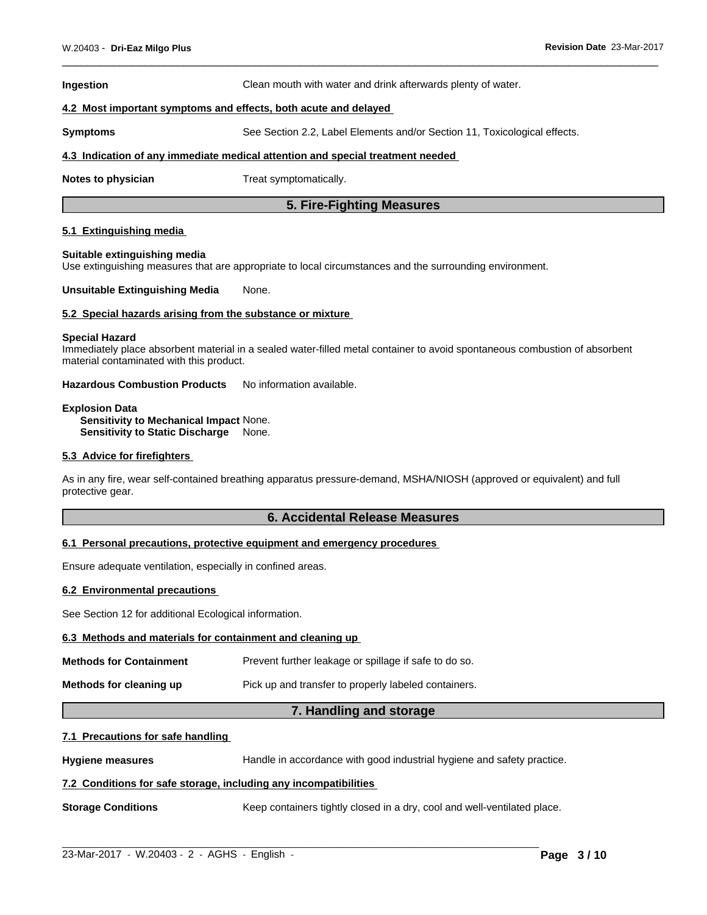**Ingestion** Clean mouth with water and drink afterwards plenty of water.

### 4.2 Most important symptoms and effects, both acute and delayed

**Symptoms** See Section 2.2, Label Elements and/or Section 11, Toxicological effects.

### 4.3 Indication of any immediate medical attention and special treatment needed

**Notes to physician** Treat symptomatically.

## 5. Fire-Fighting Measures

### 5.1 Extinguishing media

**Suitable extinguishing media**
Use extinguishing measures that are appropriate to local circumstances and the surrounding environment.

**Unsuitable Extinguishing Media** None.

### 5.2 Special hazards arising from the substance or mixture

**Special Hazard**
Immediately place absorbent material in a sealed water-filled metal container to avoid spontaneous combustion of absorbent material contaminated with this product.

**Hazardous Combustion Products** No information available.

**Explosion Data**
**Sensitivity to Mechanical Impact** None.
**Sensitivity to Static Discharge** None.

### 5.3 Advice for firefighters

As in any fire, wear self-contained breathing apparatus pressure-demand, MSHA/NIOSH (approved or equivalent) and full protective gear.

## 6. Accidental Release Measures

### 6.1 Personal precautions, protective equipment and emergency procedures

Ensure adequate ventilation, especially in confined areas.

### 6.2 Environmental precautions

See Section 12 for additional Ecological information.

### 6.3 Methods and materials for containment and cleaning up

**Methods for Containment** Prevent further leakage or spillage if safe to do so.

**Methods for cleaning up** Pick up and transfer to properly labeled containers.

## 7. Handling and storage

### 7.1 Precautions for safe handling

**Hygiene measures** Handle in accordance with good industrial hygiene and safety practice.

### 7.2 Conditions for safe storage, including any incompatibilities

**Storage Conditions** Keep containers tightly closed in a dry, cool and well-ventilated place.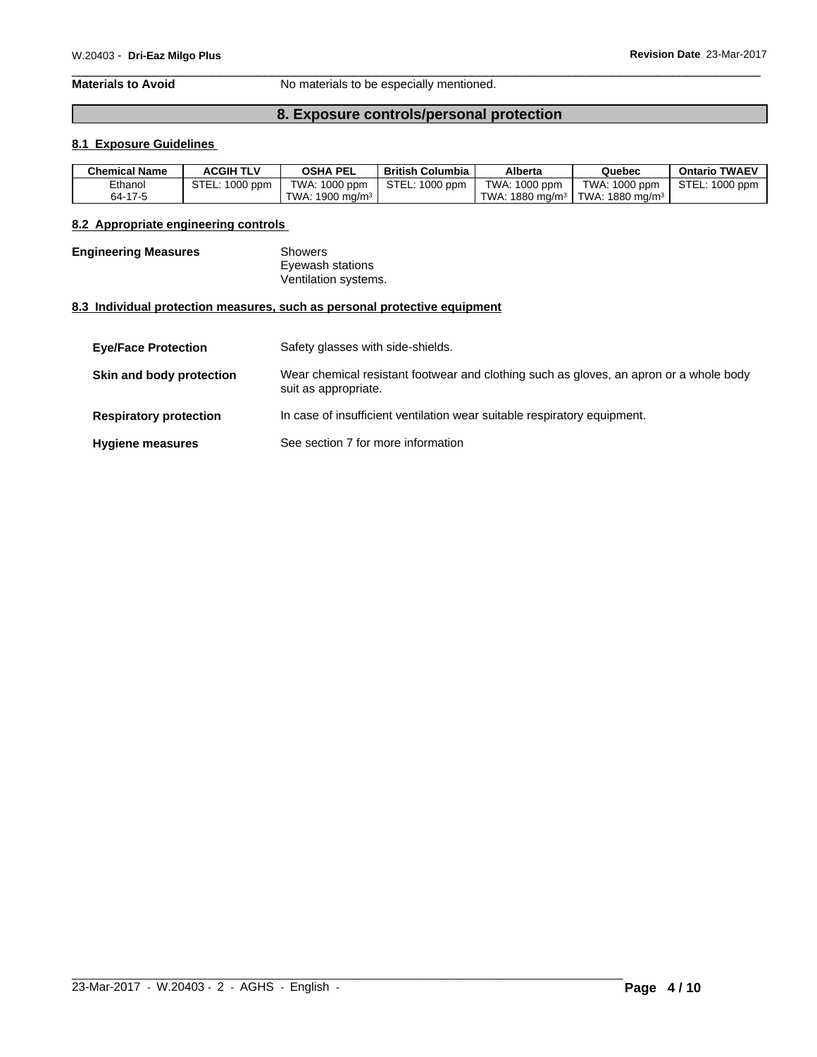**Materials to Avoid** No materials to be especially mentioned.

## 8. Exposure controls/personal protection

### 8.1 Exposure Guidelines

| Chemical Name | ACGIH TLV | OSHA PEL | British Columbia | Alberta | Quebec | Ontario TWAEV |
|---|---|---|---|---|---|---|
| Ethanol<br>64-17-5 | STEL: 1000 ppm | TWA: 1000 ppm<br>TWA: 1900 mg/m³ | STEL: 1000 ppm | TWA: 1000 ppm<br>TWA: 1880 mg/m³ | TWA: 1000 ppm<br>TWA: 1880 mg/m³ | STEL: 1000 ppm |

### 8.2 Appropriate engineering controls

**Engineering Measures** Showers
Eyewash stations
Ventilation systems.

### 8.3 Individual protection measures, such as personal protective equipment

**Eye/Face Protection** Safety glasses with side-shields.

**Skin and body protection** Wear chemical resistant footwear and clothing such as gloves, an apron or a whole body suit as appropriate.

**Respiratory protection** In case of insufficient ventilation wear suitable respiratory equipment.

**Hygiene measures** See section 7 for more information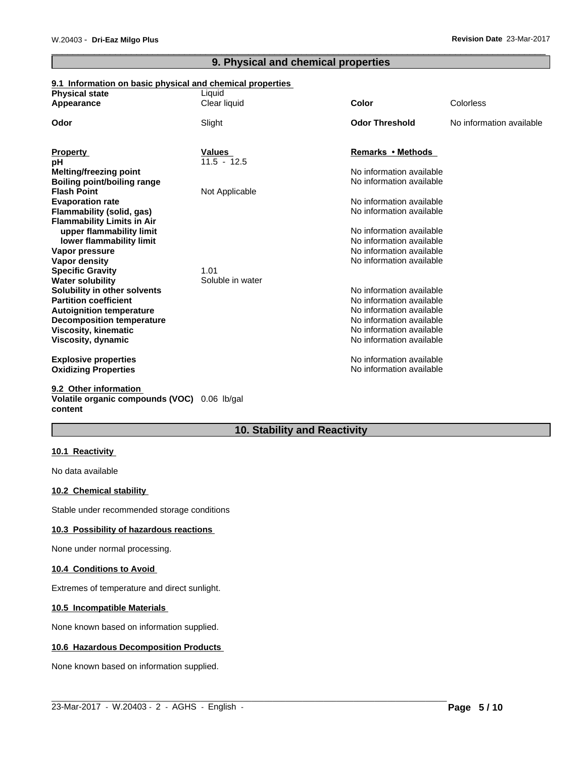## 9. Physical and chemical properties

### 9.1 Information on basic physical and chemical properties

| | | | |
|---|---|---|---|
| **Physical state** | Liquid | | |
| **Appearance** | Clear liquid | **Color** | Colorless |
| **Odor** | Slight | **Odor Threshold** | No information available |

| Property | Values | Remarks • Methods |
|---|---|---|
| **pH** | 11.5 - 12.5 | |
| **Melting/freezing point** | | No information available |
| **Boiling point/boiling range** | | No information available |
| **Flash Point** | Not Applicable | |
| **Evaporation rate** | | No information available |
| **Flammability (solid, gas)** | | No information available |
| **Flammability Limits in Air** | | |
| **upper flammability limit** | | No information available |
| **lower flammability limit** | | No information available |
| **Vapor pressure** | | No information available |
| **Vapor density** | | No information available |
| **Specific Gravity** | 1.01 | |
| **Water solubility** | Soluble in water | |
| **Solubility in other solvents** | | No information available |
| **Partition coefficient** | | No information available |
| **Autoignition temperature** | | No information available |
| **Decomposition temperature** | | No information available |
| **Viscosity, kinematic** | | No information available |
| **Viscosity, dynamic** | | No information available |
| **Explosive properties** | | No information available |
| **Oxidizing Properties** | | No information available |

### 9.2 Other information

**Volatile organic compounds (VOC) content** 0.06 lb/gal

## 10. Stability and Reactivity

### 10.1 Reactivity

No data available

### 10.2 Chemical stability

Stable under recommended storage conditions

### 10.3 Possibility of hazardous reactions

None under normal processing.

### 10.4 Conditions to Avoid

Extremes of temperature and direct sunlight.

### 10.5 Incompatible Materials

None known based on information supplied.

### 10.6 Hazardous Decomposition Products

None known based on information supplied.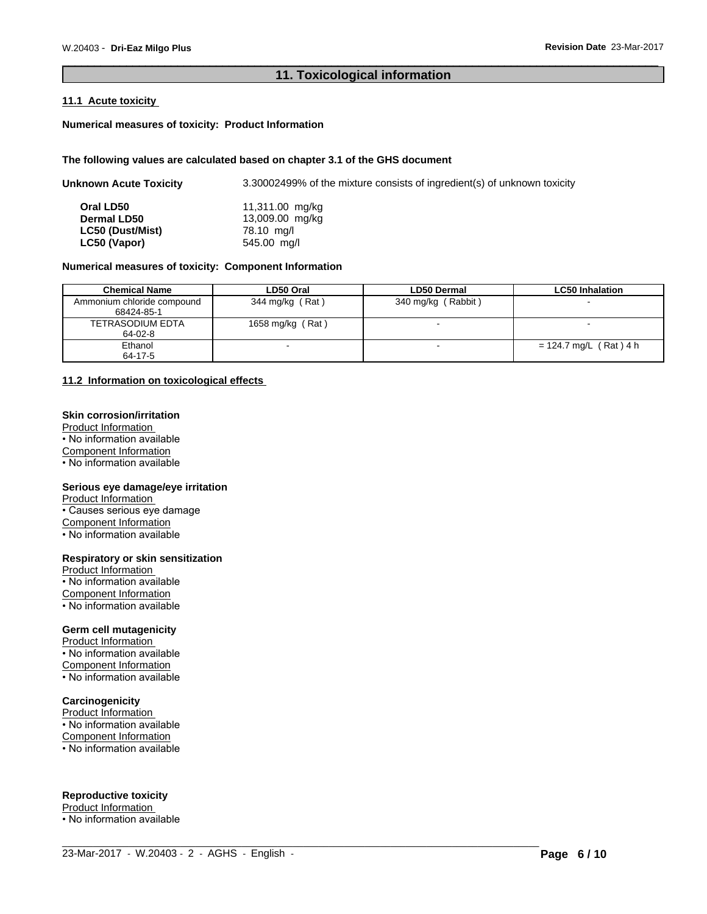## 11. Toxicological information

### 11.1 Acute toxicity

**Numerical measures of toxicity: Product Information**

**The following values are calculated based on chapter 3.1 of the GHS document**

**Unknown Acute Toxicity** 3.30002499% of the mixture consists of ingredient(s) of unknown toxicity

| | |
|---|---|
| **Oral LD50** | 11,311.00 mg/kg |
| **Dermal LD50** | 13,009.00 mg/kg |
| **LC50 (Dust/Mist)** | 78.10 mg/l |
| **LC50 (Vapor)** | 545.00 mg/l |

**Numerical measures of toxicity: Component Information**

| Chemical Name | LD50 Oral | LD50 Dermal | LC50 Inhalation |
|---|---|---|---|
| Ammonium chloride compound 68424-85-1 | 344 mg/kg ( Rat ) | 340 mg/kg ( Rabbit ) | - |
| TETRASODIUM EDTA 64-02-8 | 1658 mg/kg ( Rat ) | - | - |
| Ethanol 64-17-5 | - | - | = 124.7 mg/L ( Rat ) 4 h |

### 11.2 Information on toxicological effects

**Skin corrosion/irritation**

Product Information
- No information available

Component Information
- No information available

**Serious eye damage/eye irritation**

Product Information
- Causes serious eye damage

Component Information
- No information available

**Respiratory or skin sensitization**

Product Information
- No information available

Component Information
- No information available

**Germ cell mutagenicity**

Product Information
- No information available

Component Information
- No information available

**Carcinogenicity**

Product Information
- No information available

Component Information
- No information available

**Reproductive toxicity**

Product Information
- No information available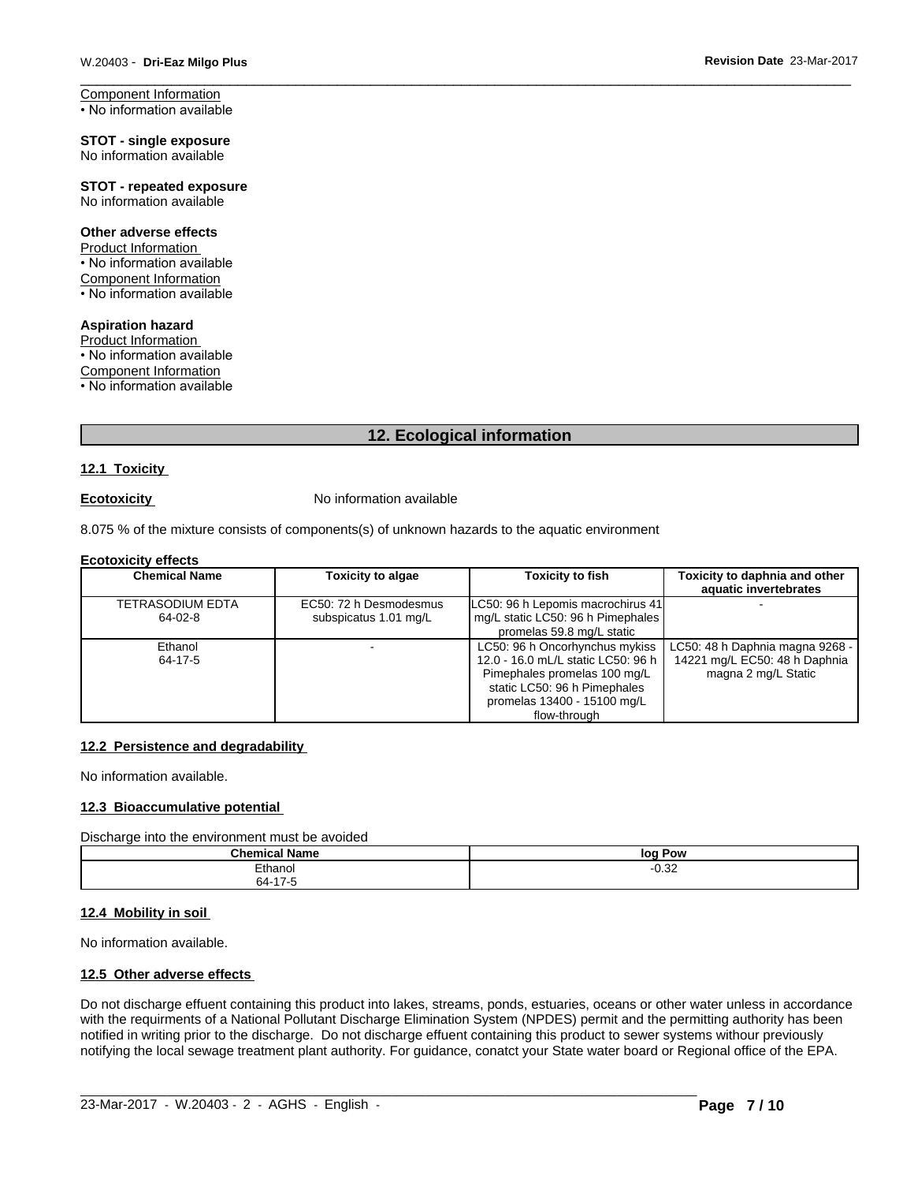Component Information
• No information available

**STOT - single exposure**
No information available

**STOT - repeated exposure**
No information available

**Other adverse effects**
Product Information
• No information available
Component Information
• No information available

**Aspiration hazard**
Product Information
• No information available
Component Information
• No information available

## 12. Ecological information

### 12.1 Toxicity

**Ecotoxicity** No information available

8.075 % of the mixture consists of components(s) of unknown hazards to the aquatic environment

**Ecotoxicity effects**

| Chemical Name | Toxicity to algae | Toxicity to fish | Toxicity to daphnia and other aquatic invertebrates |
|---|---|---|---|
| TETRASODIUM EDTA 64-02-8 | EC50: 72 h Desmodesmus subspicatus 1.01 mg/L | LC50: 96 h Lepomis macrochirus 41 mg/L static LC50: 96 h Pimephales promelas 59.8 mg/L static | - |
| Ethanol 64-17-5 | - | LC50: 96 h Oncorhynchus mykiss 12.0 - 16.0 mL/L static LC50: 96 h Pimephales promelas 100 mg/L static LC50: 96 h Pimephales promelas 13400 - 15100 mg/L flow-through | LC50: 48 h Daphnia magna 9268 - 14221 mg/L EC50: 48 h Daphnia magna 2 mg/L Static |

### 12.2 Persistence and degradability

No information available.

### 12.3 Bioaccumulative potential

Discharge into the environment must be avoided

| Chemical Name | log Pow |
|---|---|
| Ethanol 64-17-5 | -0.32 |

### 12.4 Mobility in soil

No information available.

### 12.5 Other adverse effects

Do not discharge effuent containing this product into lakes, streams, ponds, estuaries, oceans or other water unless in accordance with the requirments of a National Pollutant Discharge Elimination System (NPDES) permit and the permitting authority has been notified in writing prior to the discharge. Do not discharge effuent containing this product to sewer systems withour previously notifying the local sewage treatment plant authority. For guidance, conatct your State water board or Regional office of the EPA.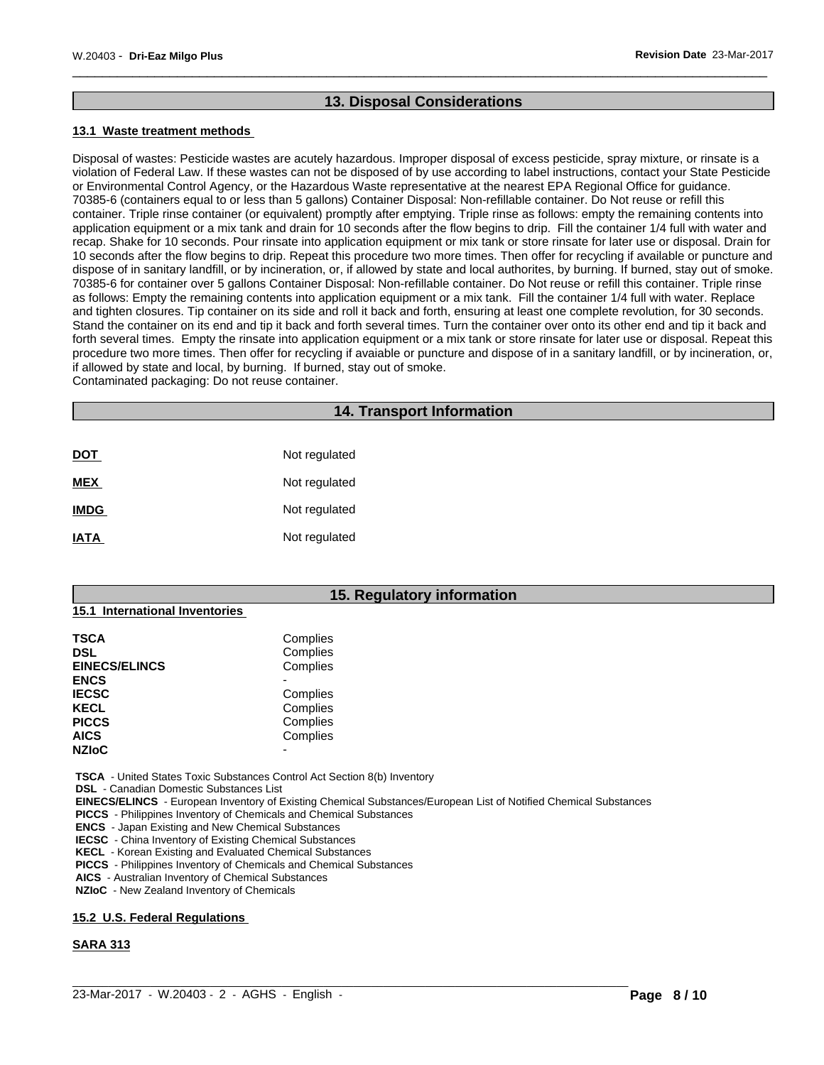## 13. Disposal Considerations

### 13.1 Waste treatment methods

Disposal of wastes: Pesticide wastes are acutely hazardous. Improper disposal of excess pesticide, spray mixture, or rinsate is a violation of Federal Law. If these wastes can not be disposed of by use according to label instructions, contact your State Pesticide or Environmental Control Agency, or the Hazardous Waste representative at the nearest EPA Regional Office for guidance. 70385-6 (containers equal to or less than 5 gallons) Container Disposal: Non-refillable container. Do Not reuse or refill this container. Triple rinse container (or equivalent) promptly after emptying. Triple rinse as follows: empty the remaining contents into application equipment or a mix tank and drain for 10 seconds after the flow begins to drip. Fill the container 1/4 full with water and recap. Shake for 10 seconds. Pour rinsate into application equipment or mix tank or store rinsate for later use or disposal. Drain for 10 seconds after the flow begins to drip. Repeat this procedure two more times. Then offer for recycling if available or puncture and dispose of in sanitary landfill, or by incineration, or, if allowed by state and local authorites, by burning. If burned, stay out of smoke. 70385-6 for container over 5 gallons Container Disposal: Non-refillable container. Do Not reuse or refill this container. Triple rinse as follows: Empty the remaining contents into application equipment or a mix tank. Fill the container 1/4 full with water. Replace and tighten closures. Tip container on its side and roll it back and forth, ensuring at least one complete revolution, for 30 seconds. Stand the container on its end and tip it back and forth several times. Turn the container over onto its other end and tip it back and forth several times. Empty the rinsate into application equipment or a mix tank or store rinsate for later use or disposal. Repeat this procedure two more times. Then offer for recycling if avaiable or puncture and dispose of in a sanitary landfill, or by incineration, or, if allowed by state and local, by burning. If burned, stay out of smoke.
Contaminated packaging: Do not reuse container.

## 14. Transport Information

| | |
|---|---|
| **DOT** | Not regulated |
| **MEX** | Not regulated |
| **IMDG** | Not regulated |
| **IATA** | Not regulated |

## 15. Regulatory information

### 15.1 International Inventories

| | |
|---|---|
| **TSCA** | Complies |
| **DSL** | Complies |
| **EINECS/ELINCS** | Complies |
| **ENCS** | - |
| **IECSC** | Complies |
| **KECL** | Complies |
| **PICCS** | Complies |
| **AICS** | Complies |
| **NZIoC** | - |

**TSCA** - United States Toxic Substances Control Act Section 8(b) Inventory
**DSL** - Canadian Domestic Substances List
**EINECS/ELINCS** - European Inventory of Existing Chemical Substances/European List of Notified Chemical Substances
**PICCS** - Philippines Inventory of Chemicals and Chemical Substances
**ENCS** - Japan Existing and New Chemical Substances
**IECSC** - China Inventory of Existing Chemical Substances
**KECL** - Korean Existing and Evaluated Chemical Substances
**PICCS** - Philippines Inventory of Chemicals and Chemical Substances
**AICS** - Australian Inventory of Chemical Substances
**NZIoC** - New Zealand Inventory of Chemicals

### 15.2 U.S. Federal Regulations

**SARA 313**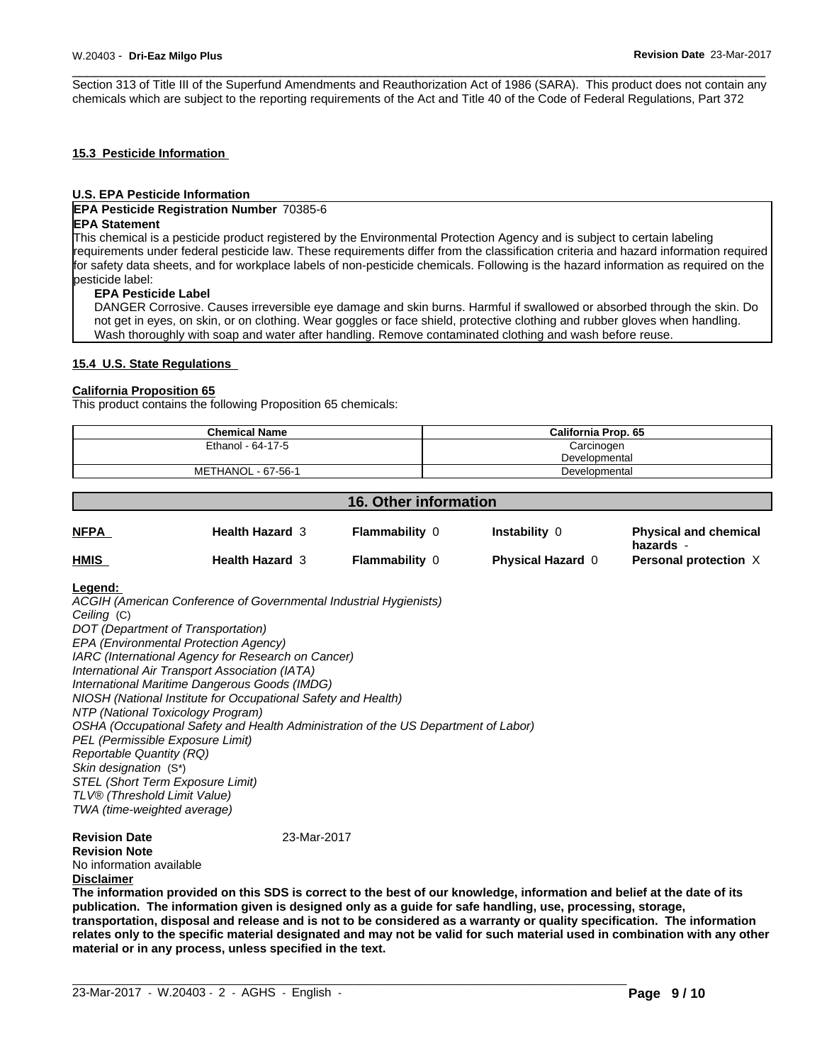Section 313 of Title III of the Superfund Amendments and Reauthorization Act of 1986 (SARA). This product does not contain any chemicals which are subject to the reporting requirements of the Act and Title 40 of the Code of Federal Regulations, Part 372

### 15.3 Pesticide Information

**U.S. EPA Pesticide Information**

**EPA Pesticide Registration Number** 70385-6

**EPA Statement**

This chemical is a pesticide product registered by the Environmental Protection Agency and is subject to certain labeling requirements under federal pesticide law. These requirements differ from the classification criteria and hazard information required for safety data sheets, and for workplace labels of non-pesticide chemicals. Following is the hazard information as required on the pesticide label:

**EPA Pesticide Label**

DANGER Corrosive. Causes irreversible eye damage and skin burns. Harmful if swallowed or absorbed through the skin. Do not get in eyes, on skin, or on clothing. Wear goggles or face shield, protective clothing and rubber gloves when handling. Wash thoroughly with soap and water after handling. Remove contaminated clothing and wash before reuse.

### 15.4 U.S. State Regulations

**California Proposition 65**

This product contains the following Proposition 65 chemicals:

| Chemical Name | California Prop. 65 |
|---|---|
| Ethanol - 64-17-5 | Carcinogen<br>Developmental |
| METHANOL - 67-56-1 | Developmental |

## 16. Other information

| | | | | |
|---|---|---|---|---|
| **NFPA** | **Health Hazard** 3 | **Flammability** 0 | **Instability** 0 | **Physical and chemical hazards** - |
| **HMIS** | **Health Hazard** 3 | **Flammability** 0 | **Physical Hazard** 0 | **Personal protection** X |

**Legend:**

*ACGIH (American Conference of Governmental Industrial Hygienists)*
*Ceiling* (C)
*DOT (Department of Transportation)*
*EPA (Environmental Protection Agency)*
*IARC (International Agency for Research on Cancer)*
*International Air Transport Association (IATA)*
*International Maritime Dangerous Goods (IMDG)*
*NIOSH (National Institute for Occupational Safety and Health)*
*NTP (National Toxicology Program)*
*OSHA (Occupational Safety and Health Administration of the US Department of Labor)*
*PEL (Permissible Exposure Limit)*
*Reportable Quantity (RQ)*
*Skin designation* (S*)
*STEL (Short Term Exposure Limit)*
*TLV® (Threshold Limit Value)*
*TWA (time-weighted average)*

**Revision Date** 23-Mar-2017

**Revision Note**

No information available

**Disclaimer**

**The information provided on this SDS is correct to the best of our knowledge, information and belief at the date of its publication. The information given is designed only as a guide for safe handling, use, processing, storage, transportation, disposal and release and is not to be considered as a warranty or quality specification. The information relates only to the specific material designated and may not be valid for such material used in combination with any other material or in any process, unless specified in the text.**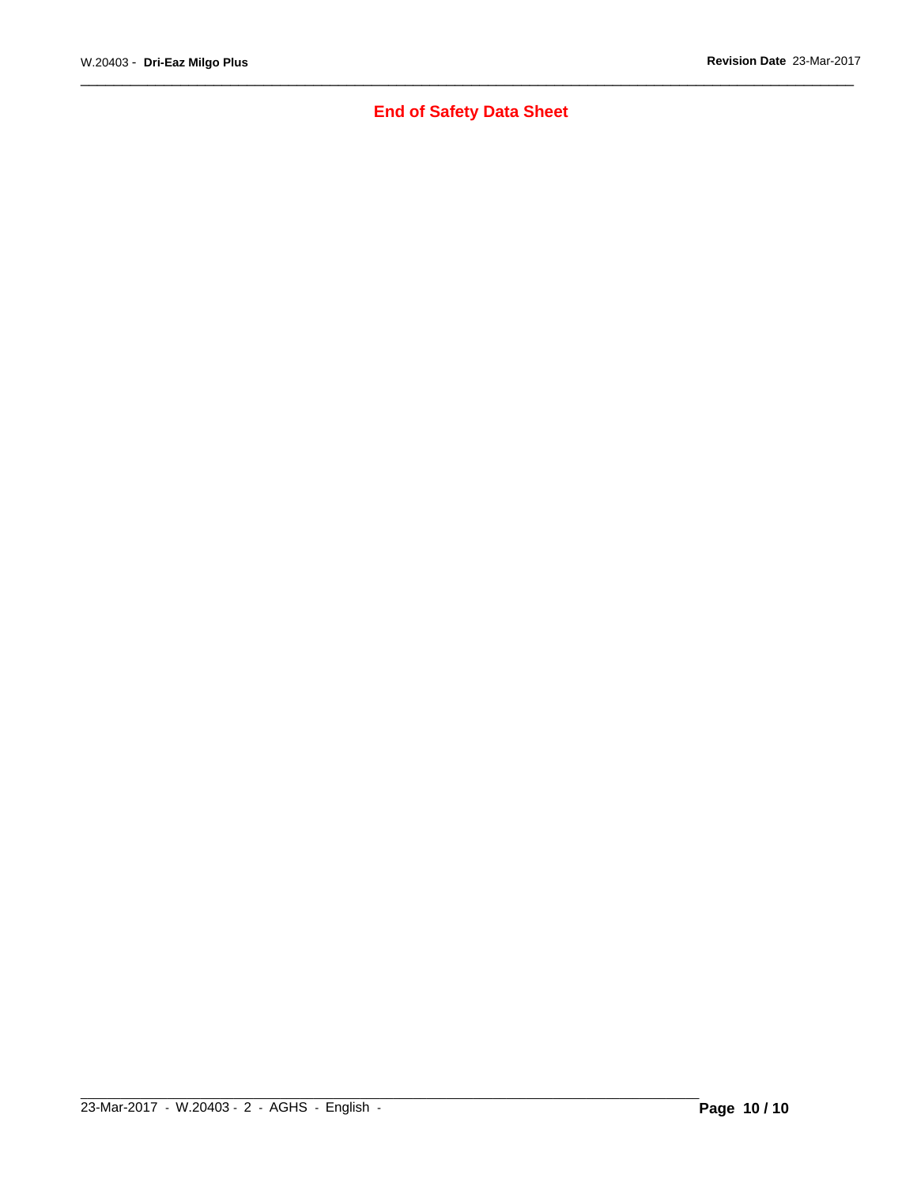**End of Safety Data Sheet**